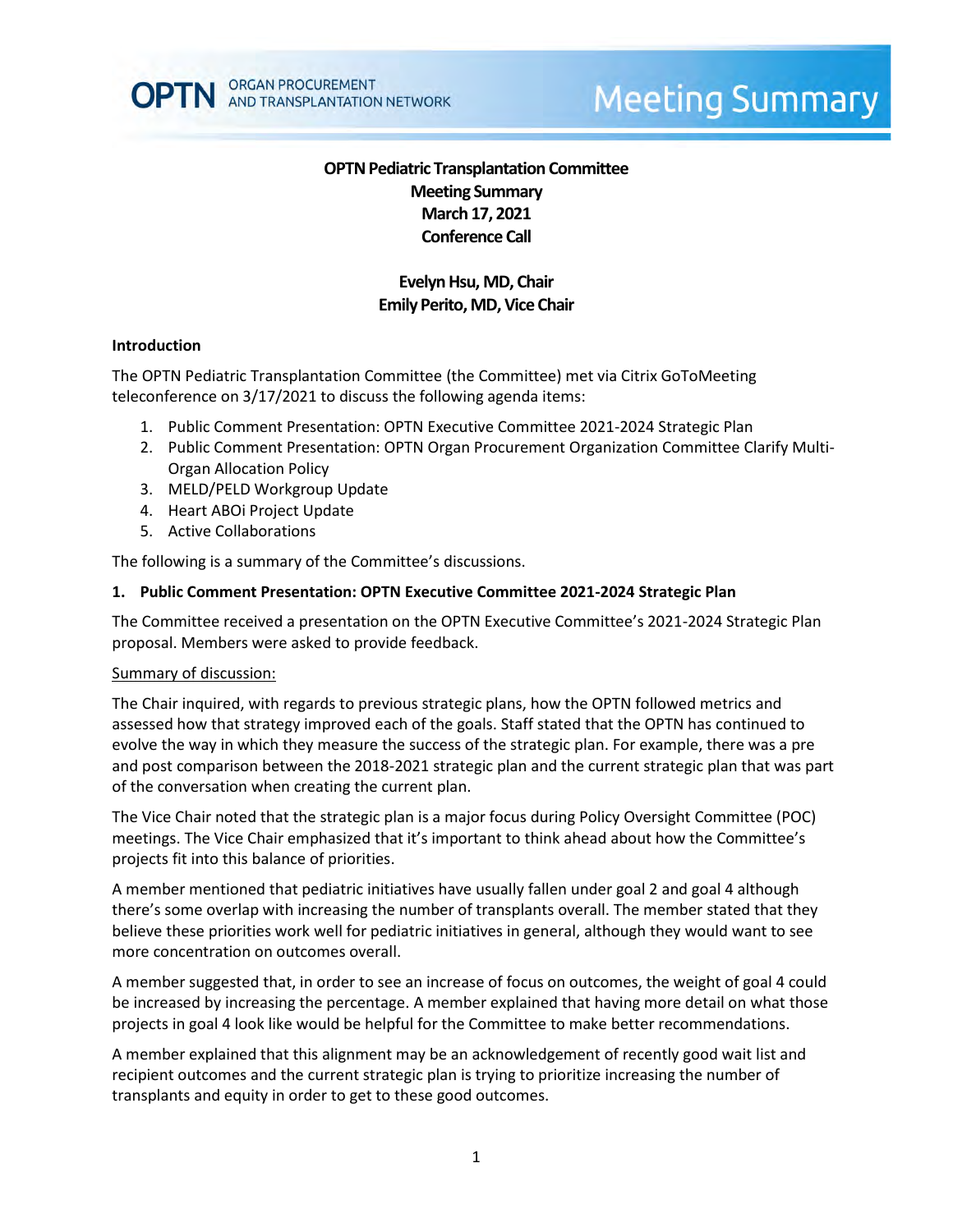# OPTN Pediatric Transplantation Committee
## Meeting Summary
## March 17, 2021
## Conference Call

**Evelyn Hsu, MD, Chair**
**Emily Perito, MD, Vice Chair**

### Introduction

The OPTN Pediatric Transplantation Committee (the Committee) met via Citrix GoToMeeting teleconference on 3/17/2021 to discuss the following agenda items:

1. Public Comment Presentation: OPTN Executive Committee 2021-2024 Strategic Plan
2. Public Comment Presentation: OPTN Organ Procurement Organization Committee Clarify Multi-Organ Allocation Policy
3. MELD/PELD Workgroup Update
4. Heart ABOi Project Update
5. Active Collaborations

The following is a summary of the Committee's discussions.

### 1. Public Comment Presentation: OPTN Executive Committee 2021-2024 Strategic Plan

The Committee received a presentation on the OPTN Executive Committee's 2021-2024 Strategic Plan proposal. Members were asked to provide feedback.

Summary of discussion:

The Chair inquired, with regards to previous strategic plans, how the OPTN followed metrics and assessed how that strategy improved each of the goals. Staff stated that the OPTN has continued to evolve the way in which they measure the success of the strategic plan. For example, there was a pre and post comparison between the 2018-2021 strategic plan and the current strategic plan that was part of the conversation when creating the current plan.

The Vice Chair noted that the strategic plan is a major focus during Policy Oversight Committee (POC) meetings. The Vice Chair emphasized that it's important to think ahead about how the Committee's projects fit into this balance of priorities.

A member mentioned that pediatric initiatives have usually fallen under goal 2 and goal 4 although there's some overlap with increasing the number of transplants overall. The member stated that they believe these priorities work well for pediatric initiatives in general, although they would want to see more concentration on outcomes overall.

A member suggested that, in order to see an increase of focus on outcomes, the weight of goal 4 could be increased by increasing the percentage. A member explained that having more detail on what those projects in goal 4 look like would be helpful for the Committee to make better recommendations.

A member explained that this alignment may be an acknowledgement of recently good wait list and recipient outcomes and the current strategic plan is trying to prioritize increasing the number of transplants and equity in order to get to these good outcomes.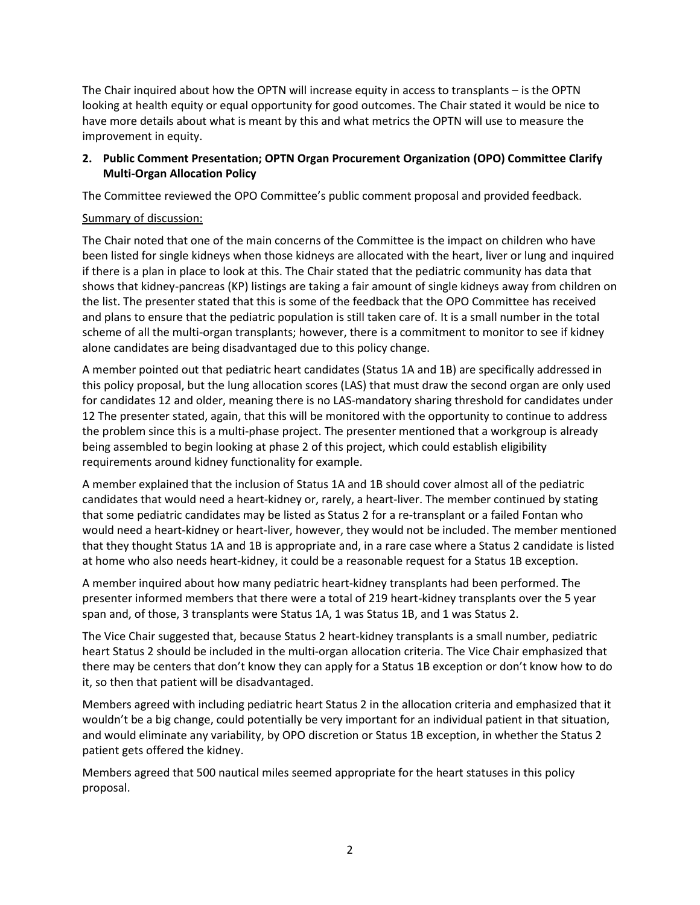The Chair inquired about how the OPTN will increase equity in access to transplants – is the OPTN looking at health equity or equal opportunity for good outcomes. The Chair stated it would be nice to have more details about what is meant by this and what metrics the OPTN will use to measure the improvement in equity.

**2. Public Comment Presentation; OPTN Organ Procurement Organization (OPO) Committee Clarify Multi-Organ Allocation Policy**

The Committee reviewed the OPO Committee's public comment proposal and provided feedback.

Summary of discussion:

The Chair noted that one of the main concerns of the Committee is the impact on children who have been listed for single kidneys when those kidneys are allocated with the heart, liver or lung and inquired if there is a plan in place to look at this. The Chair stated that the pediatric community has data that shows that kidney-pancreas (KP) listings are taking a fair amount of single kidneys away from children on the list. The presenter stated that this is some of the feedback that the OPO Committee has received and plans to ensure that the pediatric population is still taken care of. It is a small number in the total scheme of all the multi-organ transplants; however, there is a commitment to monitor to see if kidney alone candidates are being disadvantaged due to this policy change.

A member pointed out that pediatric heart candidates (Status 1A and 1B) are specifically addressed in this policy proposal, but the lung allocation scores (LAS) that must draw the second organ are only used for candidates 12 and older, meaning there is no LAS-mandatory sharing threshold for candidates under 12 The presenter stated, again, that this will be monitored with the opportunity to continue to address the problem since this is a multi-phase project. The presenter mentioned that a workgroup is already being assembled to begin looking at phase 2 of this project, which could establish eligibility requirements around kidney functionality for example.

A member explained that the inclusion of Status 1A and 1B should cover almost all of the pediatric candidates that would need a heart-kidney or, rarely, a heart-liver. The member continued by stating that some pediatric candidates may be listed as Status 2 for a re-transplant or a failed Fontan who would need a heart-kidney or heart-liver, however, they would not be included. The member mentioned that they thought Status 1A and 1B is appropriate and, in a rare case where a Status 2 candidate is listed at home who also needs heart-kidney, it could be a reasonable request for a Status 1B exception.

A member inquired about how many pediatric heart-kidney transplants had been performed. The presenter informed members that there were a total of 219 heart-kidney transplants over the 5 year span and, of those, 3 transplants were Status 1A, 1 was Status 1B, and 1 was Status 2.

The Vice Chair suggested that, because Status 2 heart-kidney transplants is a small number, pediatric heart Status 2 should be included in the multi-organ allocation criteria. The Vice Chair emphasized that there may be centers that don't know they can apply for a Status 1B exception or don't know how to do it, so then that patient will be disadvantaged.

Members agreed with including pediatric heart Status 2 in the allocation criteria and emphasized that it wouldn't be a big change, could potentially be very important for an individual patient in that situation, and would eliminate any variability, by OPO discretion or Status 1B exception, in whether the Status 2 patient gets offered the kidney.

Members agreed that 500 nautical miles seemed appropriate for the heart statuses in this policy proposal.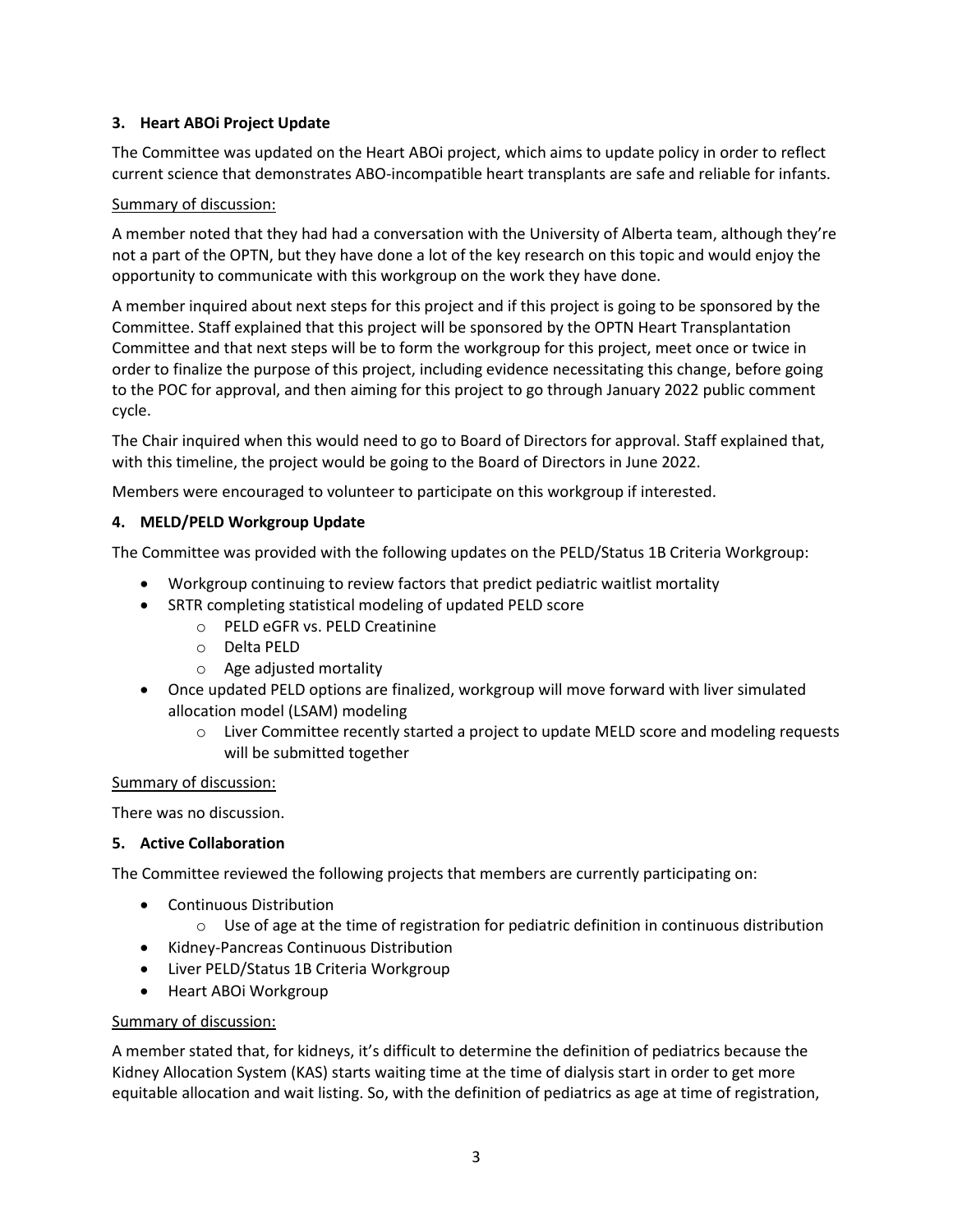**3. Heart ABOi Project Update**

The Committee was updated on the Heart ABOi project, which aims to update policy in order to reflect current science that demonstrates ABO-incompatible heart transplants are safe and reliable for infants.

Summary of discussion:

A member noted that they had had a conversation with the University of Alberta team, although they're not a part of the OPTN, but they have done a lot of the key research on this topic and would enjoy the opportunity to communicate with this workgroup on the work they have done.

A member inquired about next steps for this project and if this project is going to be sponsored by the Committee. Staff explained that this project will be sponsored by the OPTN Heart Transplantation Committee and that next steps will be to form the workgroup for this project, meet once or twice in order to finalize the purpose of this project, including evidence necessitating this change, before going to the POC for approval, and then aiming for this project to go through January 2022 public comment cycle.

The Chair inquired when this would need to go to Board of Directors for approval. Staff explained that, with this timeline, the project would be going to the Board of Directors in June 2022.

Members were encouraged to volunteer to participate on this workgroup if interested.

**4. MELD/PELD Workgroup Update**

The Committee was provided with the following updates on the PELD/Status 1B Criteria Workgroup:

- Workgroup continuing to review factors that predict pediatric waitlist mortality
- SRTR completing statistical modeling of updated PELD score
  - PELD eGFR vs. PELD Creatinine
  - Delta PELD
  - Age adjusted mortality
- Once updated PELD options are finalized, workgroup will move forward with liver simulated allocation model (LSAM) modeling
  - Liver Committee recently started a project to update MELD score and modeling requests will be submitted together

Summary of discussion:

There was no discussion.

**5. Active Collaboration**

The Committee reviewed the following projects that members are currently participating on:

- Continuous Distribution
  - Use of age at the time of registration for pediatric definition in continuous distribution
- Kidney-Pancreas Continuous Distribution
- Liver PELD/Status 1B Criteria Workgroup
- Heart ABOi Workgroup

Summary of discussion:

A member stated that, for kidneys, it's difficult to determine the definition of pediatrics because the Kidney Allocation System (KAS) starts waiting time at the time of dialysis start in order to get more equitable allocation and wait listing. So, with the definition of pediatrics as age at time of registration,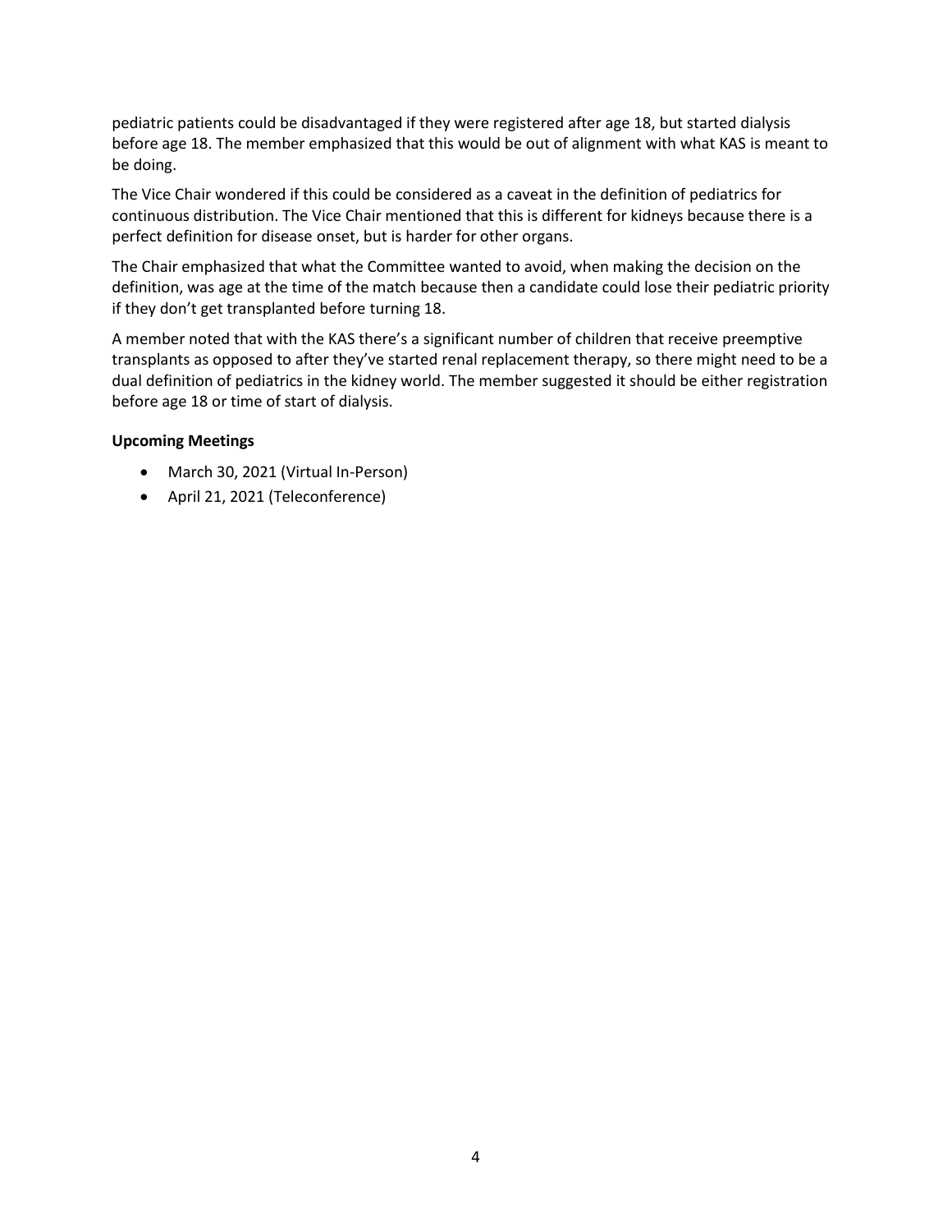pediatric patients could be disadvantaged if they were registered after age 18, but started dialysis before age 18. The member emphasized that this would be out of alignment with what KAS is meant to be doing.

The Vice Chair wondered if this could be considered as a caveat in the definition of pediatrics for continuous distribution. The Vice Chair mentioned that this is different for kidneys because there is a perfect definition for disease onset, but is harder for other organs.

The Chair emphasized that what the Committee wanted to avoid, when making the decision on the definition, was age at the time of the match because then a candidate could lose their pediatric priority if they don't get transplanted before turning 18.

A member noted that with the KAS there's a significant number of children that receive preemptive transplants as opposed to after they've started renal replacement therapy, so there might need to be a dual definition of pediatrics in the kidney world. The member suggested it should be either registration before age 18 or time of start of dialysis.

**Upcoming Meetings**

- March 30, 2021 (Virtual In-Person)
- April 21, 2021 (Teleconference)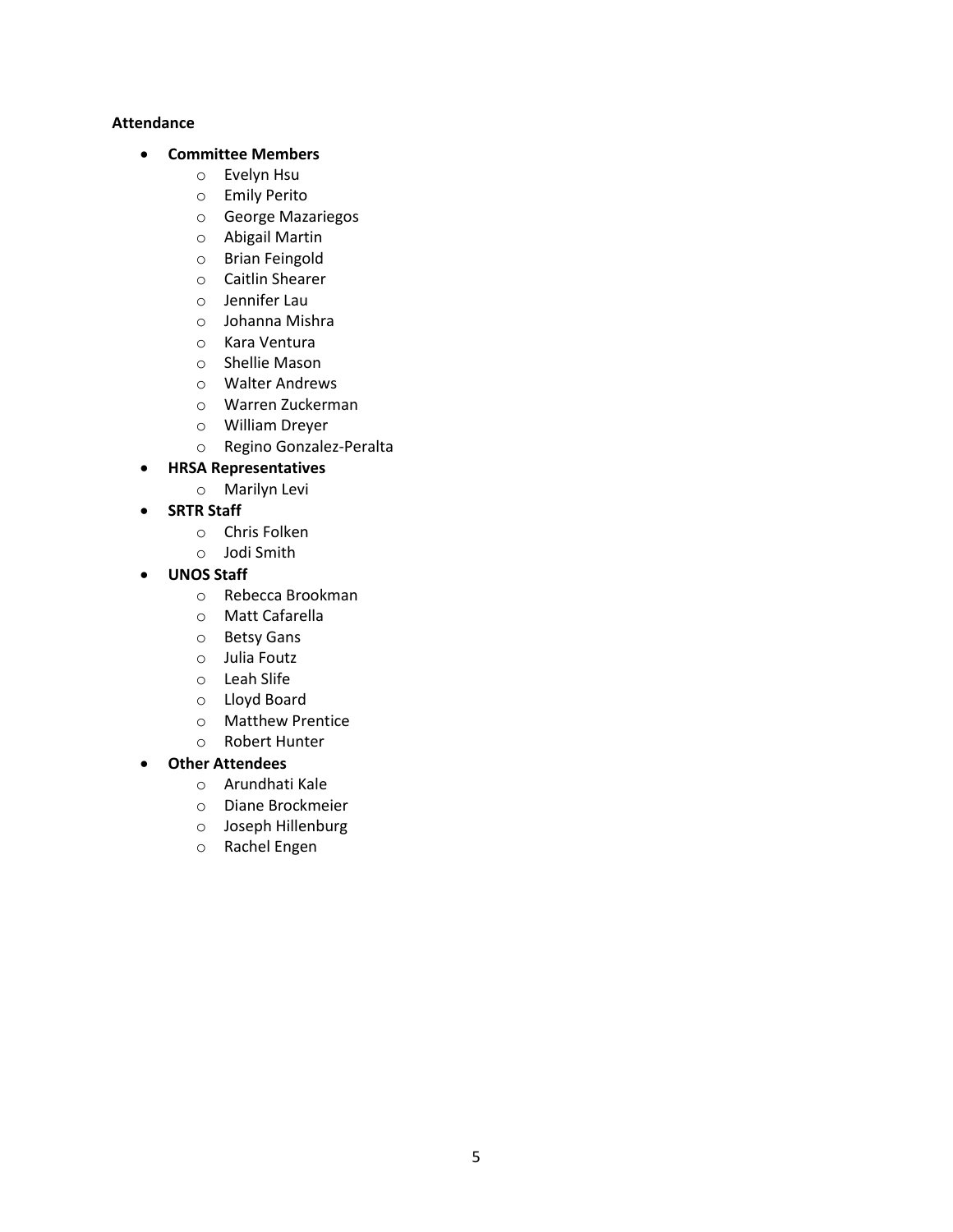**Attendance**

- **Committee Members**
    - Evelyn Hsu
    - Emily Perito
    - George Mazariegos
    - Abigail Martin
    - Brian Feingold
    - Caitlin Shearer
    - Jennifer Lau
    - Johanna Mishra
    - Kara Ventura
    - Shellie Mason
    - Walter Andrews
    - Warren Zuckerman
    - William Dreyer
    - Regino Gonzalez-Peralta
- **HRSA Representatives**
    - Marilyn Levi
- **SRTR Staff**
    - Chris Folken
    - Jodi Smith
- **UNOS Staff**
    - Rebecca Brookman
    - Matt Cafarella
    - Betsy Gans
    - Julia Foutz
    - Leah Slife
    - Lloyd Board
    - Matthew Prentice
    - Robert Hunter
- **Other Attendees**
    - Arundhati Kale
    - Diane Brockmeier
    - Joseph Hillenburg
    - Rachel Engen